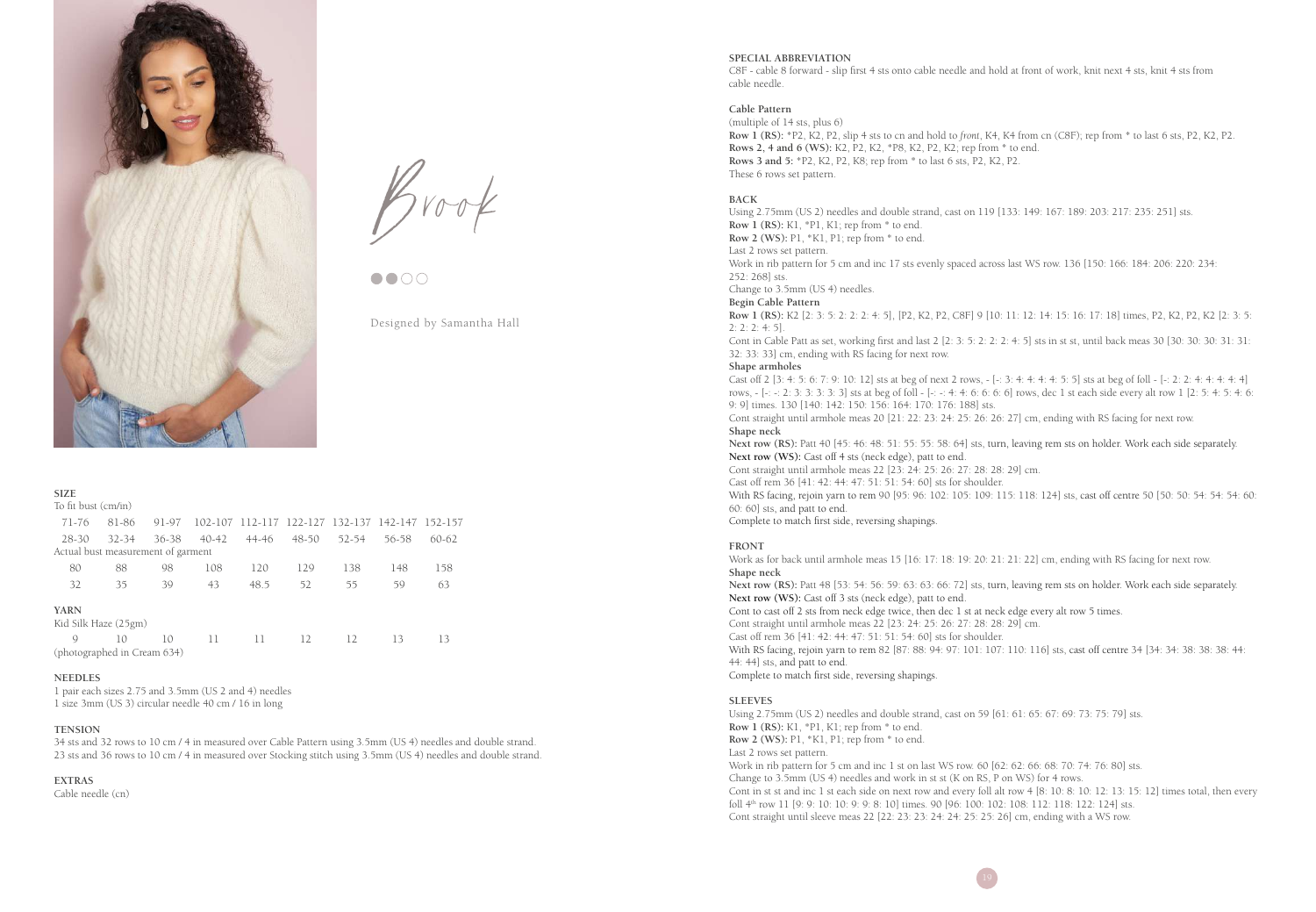# Brook

●●○○

Designed by Samantha Hall

## SIZE

To fit bust (cm/in)

| 71-76 | 81-86 | 91-97 | 102-107 | 112-117 | 122-127 | 132-137 | 142-147 | 152-157 |
|---|---|---|---|---|---|---|---|---|
| 28-30 | 32-34 | 36-38 | 40-42 | 44-46 | 48-50 | 52-54 | 56-58 | 60-62 |

Actual bust measurement of garment

| 80 | 88 | 98 | 108 | 120 | 129 | 138 | 148 | 158 |
|---|---|---|---|---|---|---|---|---|
| 32 | 35 | 39 | 43 | 48.5 | 52 | 55 | 59 | 63 |

## YARN

Kid Silk Haze (25gm)

| 9 | 10 | 10 | 11 | 11 | 12 | 12 | 13 | 13 |
|---|---|---|---|---|---|---|---|---|

(photographed in Cream 634)

## NEEDLES

1 pair each sizes 2.75 and 3.5mm (US 2 and 4) needles
1 size 3mm (US 3) circular needle 40 cm / 16 in long

## TENSION

34 sts and 32 rows to 10 cm / 4 in measured over Cable Pattern using 3.5mm (US 4) needles and double strand.
23 sts and 36 rows to 10 cm / 4 in measured over Stocking stitch using 3.5mm (US 4) needles and double strand.

## EXTRAS

Cable needle (cn)

## SPECIAL ABBREVIATION

C8F - cable 8 forward - slip first 4 sts onto cable needle and hold at front of work, knit next 4 sts, knit 4 sts from cable needle.

### Cable Pattern

(multiple of 14 sts, plus 6)
**Row 1 (RS):** *P2, K2, P2, slip 4 sts to cn and hold to *front*, K4, K4 from cn (C8F); rep from * to last 6 sts, P2, K2, P2.
**Rows 2, 4 and 6 (WS):** K2, P2, K2, *P8, K2, P2, K2; rep from * to end.
**Rows 3 and 5:** *P2, K2, P2, K8; rep from * to last 6 sts, P2, K2, P2.
These 6 rows set pattern.

## BACK

Using 2.75mm (US 2) needles and double strand, cast on 119 [133: 149: 167: 189: 203: 217: 235: 251] sts.
**Row 1 (RS):** K1, *P1, K1; rep from * to end.
**Row 2 (WS):** P1, *K1, P1; rep from * to end.
Last 2 rows set pattern.
Work in rib pattern for 5 cm and inc 17 sts evenly spaced across last WS row. 136 [150: 166: 184: 206: 220: 234: 252: 268] sts.
Change to 3.5mm (US 4) needles.

**Begin Cable Pattern**

**Row 1 (RS):** K2 [2: 3: 5: 2: 2: 2: 4: 5], [P2, K2, P2, C8F] 9 [10: 11: 12: 14: 15: 16: 17: 18] times, P2, K2, P2, K2 [2: 3: 5: 2: 2: 2: 4: 5].
Cont in Cable Patt as set, working first and last 2 [2: 3: 5: 2: 2: 2: 4: 5] sts in st st, until back meas 30 [30: 30: 30: 31: 31: 32: 33: 33] cm, ending with RS facing for next row.

**Shape armholes**

Cast off 2 [3: 4: 5: 6: 7: 9: 10: 12] sts at beg of next 2 rows, - [-: 3: 4: 4: 4: 5: 5] sts at beg of foll - [-: 2: 2: 4: 4: 4: 4] rows, - [-: -: 2: 3: 3: 3: 3] sts at beg of foll - [-: -: 4: 4: 6: 6: 6: 6] rows, dec 1 st each side every alt row 1 [2: 5: 4: 5: 4: 6: 9: 9] times. 130 [140: 142: 150: 156: 164: 170: 176: 188] sts.
Cont straight until armhole meas 20 [21: 22: 23: 24: 25: 26: 26: 27] cm, ending with RS facing for next row.

**Shape neck**

**Next row (RS):** Patt 40 [45: 46: 48: 51: 55: 55: 58: 64] sts, turn, leaving rem sts on holder. Work each side separately.
**Next row (WS):** Cast off 4 sts (neck edge), patt to end.
Cont straight until armhole meas 22 [23: 24: 25: 26: 27: 28: 28: 29] cm.
Cast off rem 36 [41: 42: 44: 47: 51: 51: 54: 60] sts for shoulder.
With RS facing, rejoin yarn to rem 90 [95: 96: 102: 105: 109: 115: 118: 124] sts, cast off centre 50 [50: 50: 54: 54: 54: 60: 60: 60] sts, and patt to end.
Complete to match first side, reversing shapings.

## FRONT

Work as for back until armhole meas 15 [16: 17: 18: 19: 20: 21: 21: 22] cm, ending with RS facing for next row.

**Shape neck**

**Next row (RS):** Patt 48 [53: 54: 56: 59: 63: 63: 66: 72] sts, turn, leaving rem sts on holder. Work each side separately.
**Next row (WS):** Cast off 3 sts (neck edge), patt to end.
Cont to cast off 2 sts from neck edge twice, then dec 1 st at neck edge every alt row 5 times.
Cont straight until armhole meas 22 [23: 24: 25: 26: 27: 28: 28: 29] cm.
Cast off rem 36 [41: 42: 44: 47: 51: 51: 54: 60] sts for shoulder.
With RS facing, rejoin yarn to rem 82 [87: 88: 94: 97: 101: 107: 110: 116] sts, cast off centre 34 [34: 34: 38: 38: 38: 44: 44: 44] sts, and patt to end.
Complete to match first side, reversing shapings.

## SLEEVES

Using 2.75mm (US 2) needles and double strand, cast on 59 [61: 61: 65: 67: 69: 73: 75: 79] sts.
**Row 1 (RS):** K1, *P1, K1; rep from * to end.
**Row 2 (WS):** P1, *K1, P1; rep from * to end.
Last 2 rows set pattern.
Work in rib pattern for 5 cm and inc 1 st on last WS row. 60 [62: 62: 66: 68: 70: 74: 76: 80] sts.
Change to 3.5mm (US 4) needles and work in st st (K on RS, P on WS) for 4 rows.
Cont in st st and inc 1 st each side on next row and every foll alt row 4 [8: 10: 8: 10: 12: 13: 15: 12] times total, then every foll 4th row 11 [9: 9: 10: 10: 9: 9: 8: 10] times. 90 [96: 100: 102: 108: 112: 118: 122: 124] sts.
Cont straight until sleeve meas 22 [22: 23: 23: 24: 24: 25: 25: 26] cm, ending with a WS row.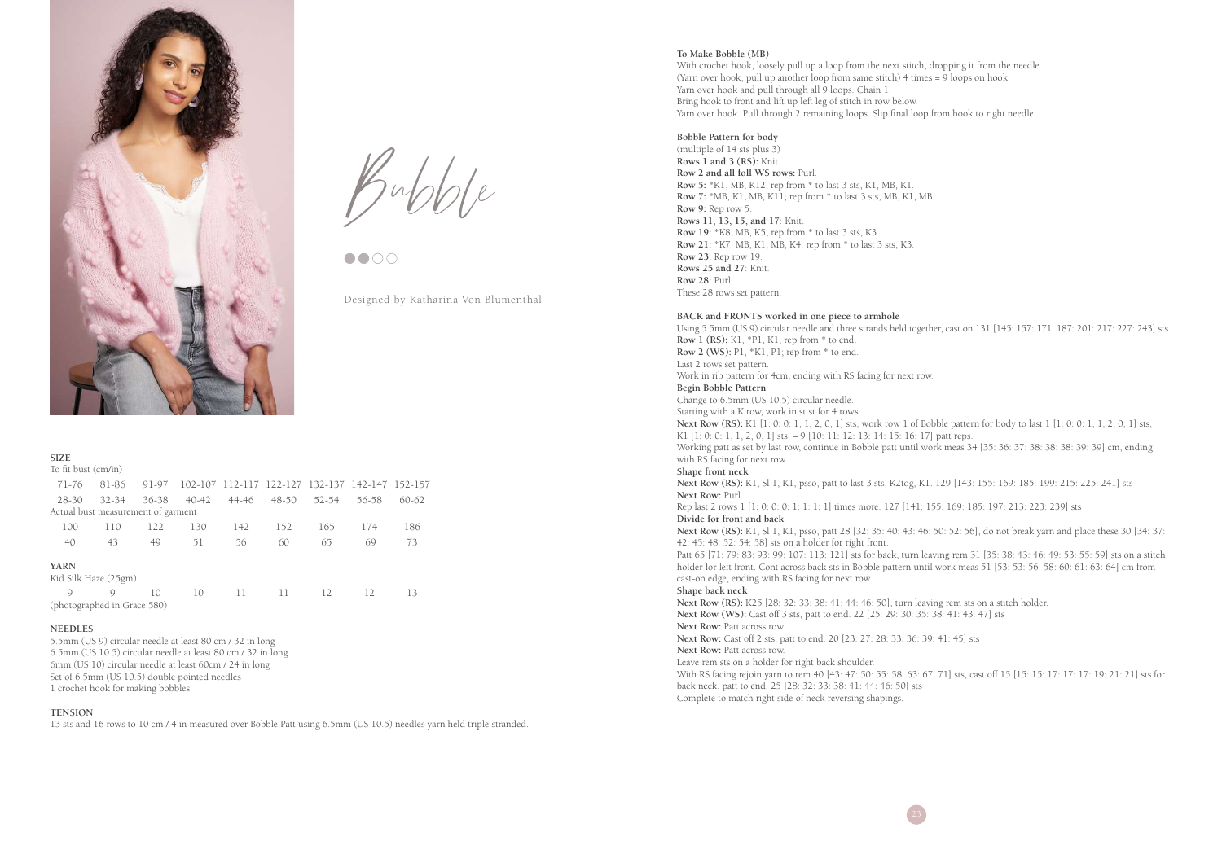# Bubble

●●○○

Designed by Katharina Von Blumenthal

### SIZE

To fit bust (cm/in)

| 71-76 | 81-86 | 91-97 | 102-107 | 112-117 | 122-127 | 132-137 | 142-147 | 152-157 |
|---|---|---|---|---|---|---|---|---|
| 28-30 | 32-34 | 36-38 | 40-42 | 44-46 | 48-50 | 52-54 | 56-58 | 60-62 |

Actual bust measurement of garment

| 100 | 110 | 122 | 130 | 142 | 152 | 165 | 174 | 186 |
|---|---|---|---|---|---|---|---|---|
| 40 | 43 | 49 | 51 | 56 | 60 | 65 | 69 | 73 |

### YARN

Kid Silk Haze (25gm)

| 9 | 9 | 10 | 10 | 11 | 11 | 12 | 12 | 13 |
|---|---|---|---|---|---|---|---|---|

(photographed in Grace 580)

### NEEDLES

5.5mm (US 9) circular needle at least 80 cm / 32 in long
6.5mm (US 10.5) circular needle at least 80 cm / 32 in long
6mm (US 10) circular needle at least 60cm / 24 in long
Set of 6.5mm (US 10.5) double pointed needles
1 crochet hook for making bobbles

### TENSION

13 sts and 16 rows to 10 cm / 4 in measured over Bobble Patt using 6.5mm (US 10.5) needles yarn held triple stranded.

**To Make Bobble (MB)**
With crochet hook, loosely pull up a loop from the next stitch, dropping it from the needle.
(Yarn over hook, pull up another loop from same stitch) 4 times = 9 loops on hook.
Yarn over hook and pull through all 9 loops. Chain 1.
Bring hook to front and lift up left leg of stitch in row below.
Yarn over hook. Pull through 2 remaining loops. Slip final loop from hook to right needle.

**Bobble Pattern for body**
(multiple of 14 sts plus 3)
**Rows 1 and 3 (RS):** Knit.
**Row 2 and all foll WS rows:** Purl.
**Row 5:** *K1, MB, K12; rep from * to last 3 sts, K1, MB, K1.
**Row 7:** *MB, K1, MB, K11; rep from * to last 3 sts, MB, K1, MB.
**Row 9:** Rep row 5.
**Rows 11, 13, 15, and 17**: Knit.
**Row 19:** *K8, MB, K5; rep from * to last 3 sts, K3.
**Row 21:** *K7, MB, K1, MB, K4; rep from * to last 3 sts, K3.
**Row 23:** Rep row 19.
**Rows 25 and 27**: Knit.
**Row 28:** Purl.
These 28 rows set pattern.

**BACK and FRONTS worked in one piece to armhole**
Using 5.5mm (US 9) circular needle and three strands held together, cast on 131 [145: 157: 171: 187: 201: 217: 227: 243] sts.
**Row 1 (RS):** K1, *P1, K1; rep from * to end.
**Row 2 (WS):** P1, *K1, P1; rep from * to end.
Last 2 rows set pattern.
Work in rib pattern for 4cm, ending with RS facing for next row.
**Begin Bobble Pattern**
Change to 6.5mm (US 10.5) circular needle.
Starting with a K row, work in st st for 4 rows.
**Next Row (RS):** K1 [1: 0: 0: 1, 1, 2, 0, 1] sts, work row 1 of Bobble pattern for body to last 1 [1: 0: 0: 1, 1, 2, 0, 1] sts, K1 [1: 0: 0: 1, 1, 2, 0, 1] sts. – 9 [10: 11: 12: 13: 14: 15: 16: 17] patt reps.
Working patt as set by last row, continue in Bobble patt until work meas 34 [35: 36: 37: 38: 38: 38: 39: 39] cm, ending with RS facing for next row.
**Shape front neck**
**Next Row (RS):** K1, Sl 1, K1, psso, patt to last 3 sts, K2tog, K1. 129 [143: 155: 169: 185: 199: 215: 225: 241] sts
**Next Row:** Purl.
Rep last 2 rows 1 [1: 0: 0: 0: 1: 1: 1: 1] times more. 127 [141: 155: 169: 185: 197: 213: 223: 239] sts
**Divide for front and back**
**Next Row (RS):** K1, Sl 1, K1, psso, patt 28 [32: 35: 40: 43: 46: 50: 52: 56], do not break yarn and place these 30 [34: 37: 42: 45: 48: 52: 54: 58] sts on a holder for right front.
Patt 65 [71: 79: 83: 93: 99: 107: 113: 121] sts for back, turn leaving rem 31 [35: 38: 43: 46: 49: 53: 55: 59] sts on a stitch holder for left front. Cont across back sts in Bobble pattern until work meas 51 [53: 53: 56: 58: 60: 61: 63: 64] cm from cast-on edge, ending with RS facing for next row.
**Shape back neck**
**Next Row (RS):** K25 [28: 32: 33: 38: 41: 44: 46: 50], turn leaving rem sts on a stitch holder.
**Next Row (WS):** Cast off 3 sts, patt to end. 22 [25: 29: 30: 35: 38: 41: 43: 47] sts
**Next Row:** Patt across row.
**Next Row:** Cast off 2 sts, patt to end. 20 [23: 27: 28: 33: 36: 39: 41: 45] sts
**Next Row:** Patt across row.
Leave rem sts on a holder for right back shoulder.
With RS facing rejoin yarn to rem 40 [43: 47: 50: 55: 58: 63: 67: 71] sts, cast off 15 [15: 15: 17: 17: 17: 19: 21: 21] sts for back neck, patt to end. 25 [28: 32: 33: 38: 41: 44: 46: 50] sts
Complete to match right side of neck reversing shapings.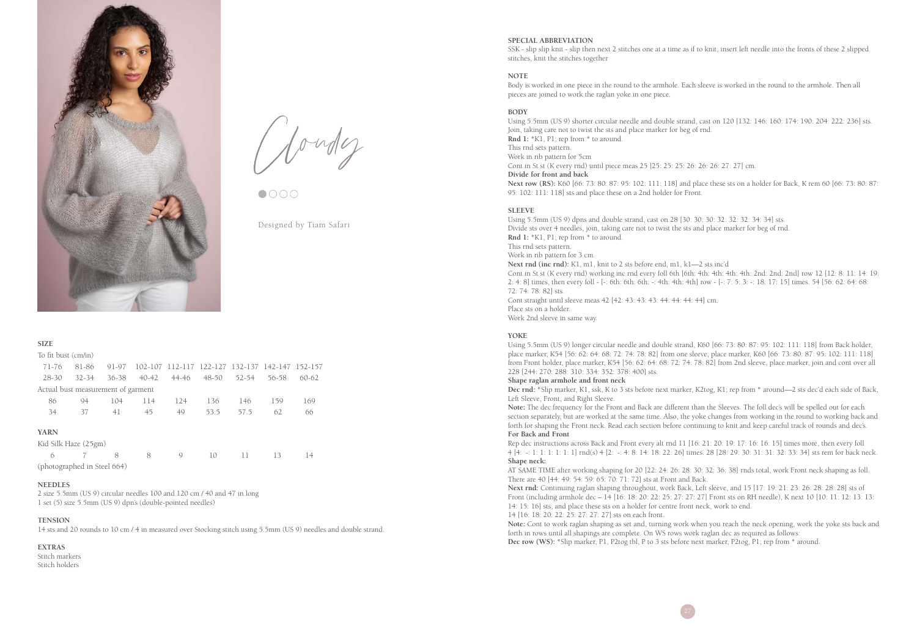# Cloudy

●○○○

Designed by Tiam Safari

## SIZE

To fit bust (cm/in)

| 71-76 | 81-86 | 91-97 | 102-107 | 112-117 | 122-127 | 132-137 | 142-147 | 152-157 |
|---|---|---|---|---|---|---|---|---|
| 28-30 | 32-34 | 36-38 | 40-42 | 44-46 | 48-50 | 52-54 | 56-58 | 60-62 |

Actual bust measurement of garment

| 86 | 94 | 104 | 114 | 124 | 136 | 146 | 159 | 169 |
|---|---|---|---|---|---|---|---|---|
| 34 | 37 | 41 | 45 | 49 | 53.5 | 57.5 | 62 | 66 |

## YARN

Kid Silk Haze (25gm)

| 6 | 7 | 8 | 8 | 9 | 10 | 11 | 13 | 14 |
|---|---|---|---|---|---|---|---|---|

(photographed in Steel 664)

## NEEDLES

2 size 5.5mm (US 9) circular needles 100 and 120 cm / 40 and 47 in long
1 set (5) size 5.5mm (US 9) dpn's (double-pointed needles)

## TENSION

14 sts and 20 rounds to 10 cm / 4 in measured over Stocking stitch using 5.5mm (US 9) needles and double strand.

## EXTRAS

Stitch markers
Stitch holders

## SPECIAL ABBREVIATION

SSK - slip slip knit - slip then next 2 stitches one at a time as if to knit, insert left needle into the fronts of these 2 slipped stitches, knit the stitches together

## NOTE

Body is worked in one piece in the round to the armhole. Each sleeve is worked in the round to the armhole. Then all pieces are joined to work the raglan yoke in one piece.

## BODY

Using 5.5mm (US 9) shorter circular needle and double strand, cast on 120 [132: 146: 160: 174: 190: 204: 222: 236] sts.
Join, taking care not to twist the sts and place marker for beg of rnd.
**Rnd 1:** *K1, P1; rep from * to around.
This rnd sets pattern.
Work in rib pattern for 5cm
Cont in St st (K every rnd) until piece meas 25 [25: 25: 25: 26: 26: 26: 27: 27] cm.
**Divide for front and back**
**Next row (RS):** K60 [66: 73: 80: 87: 95: 102: 111: 118] and place these sts on a holder for Back, K rem 60 [66: 73: 80: 87: 95: 102: 111: 118] sts and place these on a 2nd holder for Front.

## SLEEVE

Using 5.5mm (US 9) dpns and double strand, cast on 28 [30: 30: 30: 32: 32: 32: 34: 34] sts.
Divide sts over 4 needles, join, taking care not to twist the sts and place marker for beg of rnd.
**Rnd 1:** *K1, P1; rep from * to around.
This rnd sets pattern.
Work in rib pattern for 3 cm.
**Next rnd (inc rnd):** K1, m1, knit to 2 sts before end, m1, k1—2 sts inc'd
Cont in St st (K every rnd) working inc rnd every foll 6th [6th: 4th: 4th: 4th: 2nd: 2nd: 2nd] row 12 [12: 8: 11: 14: 19: 2: 4: 8] times, then every foll - [-: 6th: 6th: 6th: -: 4th: 4th: 4th] row - [-: 7: 5: 3: -: 18: 17: 15] times. 54 [56: 62: 64: 68: 72: 74: 78: 82] sts.
Cont straight until sleeve meas 42 [42: 43: 43: 43: 44: 44: 44: 44] cm.
Place sts on a holder.
Work 2nd sleeve in same way.

## YOKE

Using 5.5mm (US 9) longer circular needle and double strand, K60 [66: 73: 80: 87: 95: 102: 111: 118] from Back holder, place marker, K54 [56: 62: 64: 68: 72: 74: 78: 82] from one sleeve, place marker, K60 [66: 73: 80: 87: 95: 102: 111: 118] from Front holder, place marker, K54 [56: 62: 64: 68: 72: 74: 78: 82] from 2nd sleeve, place marker, join and cont over all 228 [244: 270: 288: 310: 334: 352: 378: 400] sts.
**Shape raglan armhole and front neck**
**Dec rnd:** *Slip marker, K1, ssk, K to 3 sts before next marker, K2tog, K1; rep from * around—2 sts dec'd each side of Back, Left Sleeve, Front, and Right Sleeve.
**Note:** The dec frequency for the Front and Back are different than the Sleeves. The foll dec's will be spelled out for each section separately, but are worked at the same time. Also, the yoke changes from working in the round to working back and forth for shaping the Front neck. Read each section before continuing to knit and keep careful track of rounds and dec's.
**For Back and Front**
Rep dec instructions across Back and Front every alt rnd 11 [16: 21: 20: 19: 17: 16: 16: 15] times more, then every foll 4 [4: -: 1: 1: 1: 1: 1: 1] rnd(s) 4 [2: -: 4: 8: 14: 18: 22: 26] times. 28 [28: 29: 30: 31: 31: 32: 33: 34] sts rem for back neck.
**Shape neck:**
AT SAME TIME after working shaping for 20 [22: 24: 26: 28: 30: 32: 36: 38] rnds total, work Front neck shaping as foll.
There are 40 [44: 49: 54: 59: 65: 70: 71: 72] sts at Front and Back.
**Next rnd:** Continuing raglan shaping throughout, work Back, Left sleeve, and 15 [17: 19: 21: 23: 26: 28: 28: 28] sts of Front (including armhole dec – 14 [16: 18: 20: 22: 25: 27: 27: 27] Front sts on RH needle), K next 10 [10: 11: 12: 13: 13: 14: 15: 16] sts, and place these sts on a holder for centre front neck, work to end.
14 [16: 18: 20: 22: 25: 27: 27: 27] sts on each front.
**Note:** Cont to work raglan shaping as set and, turning work when you reach the neck opening, work the yoke sts back and forth in rows until all shapings are complete. On WS rows work raglan dec as required as follows:
**Dec row (WS):** *Slip marker, P1, P2tog tbl, P to 3 sts before next marker, P2tog, P1; rep from * around.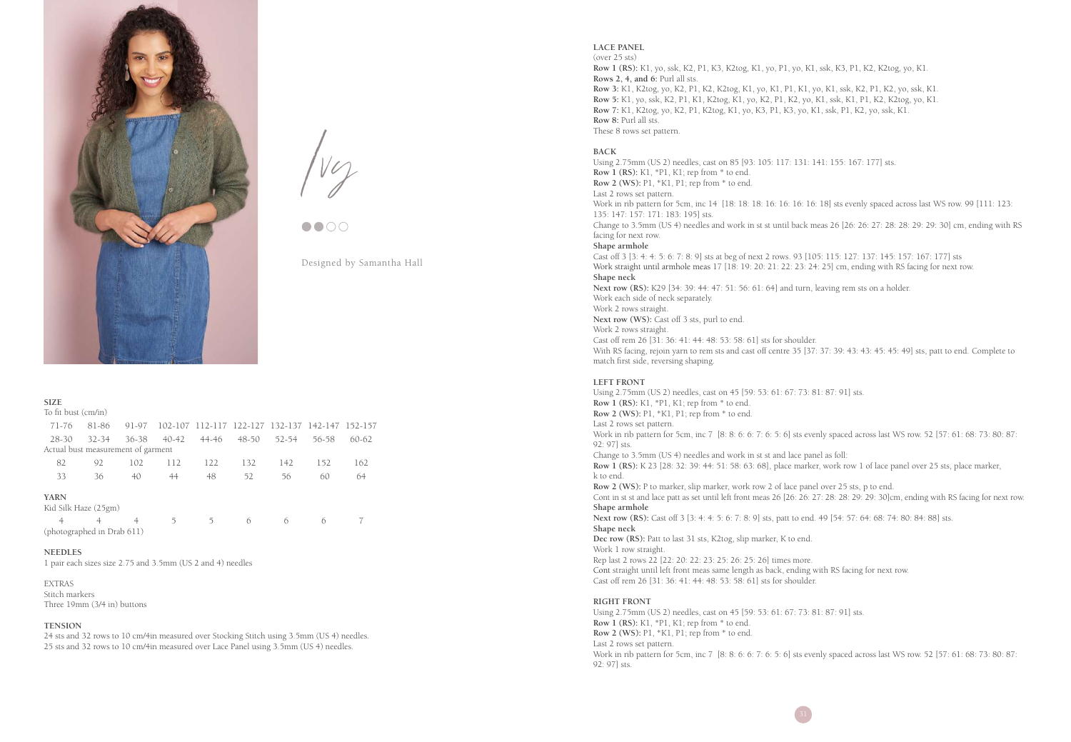# Ivy

Designed by Samantha Hall

## SIZE

To fit bust (cm/in)

| | | | | | | | | |
|---|---|---|---|---|---|---|---|---|
| 71-76 | 81-86 | 91-97 | 102-107 | 112-117 | 122-127 | 132-137 | 142-147 | 152-157 |
| 28-30 | 32-34 | 36-38 | 40-42 | 44-46 | 48-50 | 52-54 | 56-58 | 60-62 |

Actual bust measurement of garment

| | | | | | | | | |
|---|---|---|---|---|---|---|---|---|
| 82 | 92 | 102 | 112 | 122 | 132 | 142 | 152 | 162 |
| 33 | 36 | 40 | 44 | 48 | 52 | 56 | 60 | 64 |

## YARN

Kid Silk Haze (25gm)

| | | | | | | | | |
|---|---|---|---|---|---|---|---|---|
| 4 | 4 | 4 | 5 | 5 | 6 | 6 | 6 | 7 |

(photographed in Drab 611)

## NEEDLES

1 pair each sizes size 2.75 and 3.5mm (US 2 and 4) needles

EXTRAS

Stitch markers

Three 19mm (3/4 in) buttons

## TENSION

24 sts and 32 rows to 10 cm/4in measured over Stocking Stitch using 3.5mm (US 4) needles.

25 sts and 32 rows to 10 cm/4in measured over Lace Panel using 3.5mm (US 4) needles.

## LACE PANEL

(over 25 sts)

**Row 1 (RS):** K1, yo, ssk, K2, P1, K3, K2tog, K1, yo, P1, yo, K1, ssk, K3, P1, K2, K2tog, yo, K1.

**Rows 2, 4, and 6:** Purl all sts.

**Row 3:** K1, K2tog, yo, K2, P1, K2, K2tog, K1, yo, K1, P1, K1, yo, K1, ssk, K2, P1, K2, yo, ssk, K1.

**Row 5:** K1, yo, ssk, K2, P1, K1, K2tog, K1, yo, K2, P1, K2, yo, K1, ssk, K1, P1, K2, K2tog, yo, K1.

**Row 7:** K1, K2tog, yo, K2, P1, K2tog, K1, yo, K3, P1, K3, yo, K1, ssk, P1, K2, yo, ssk, K1.

**Row 8:** Purl all sts.

These 8 rows set pattern.

## BACK

Using 2.75mm (US 2) needles, cast on 85 [93: 105: 117: 131: 141: 155: 167: 177] sts.

**Row 1 (RS):** K1, *P1, K1; rep from * to end.

**Row 2 (WS):** P1, *K1, P1; rep from * to end.

Last 2 rows set pattern.

Work in rib pattern for 5cm, inc 14 [18: 18: 18: 16: 16: 16: 16: 18] sts evenly spaced across last WS row. 99 [111: 123: 135: 147: 157: 171: 183: 195] sts.

Change to 3.5mm (US 4) needles and work in st st until back meas 26 [26: 26: 27: 28: 28: 29: 29: 30] cm, ending with RS facing for next row.

**Shape armhole**

Cast off 3 [3: 4: 4: 5: 6: 7: 8: 9] sts at beg of next 2 rows. 93 [105: 115: 127: 137: 145: 157: 167: 177] sts

Work straight until armhole meas 17 [18: 19: 20: 21: 22: 23: 24: 25] cm, ending with RS facing for next row.

**Shape neck**

**Next row (RS):** K29 [34: 39: 44: 47: 51: 56: 61: 64] and turn, leaving rem sts on a holder.

Work each side of neck separately.

Work 2 rows straight.

**Next row (WS):** Cast off 3 sts, purl to end.

Work 2 rows straight.

Cast off rem 26 [31: 36: 41: 44: 48: 53: 58: 61] sts for shoulder.

With RS facing, rejoin yarn to rem sts and cast off centre 35 [37: 37: 39: 43: 43: 45: 45: 49] sts, patt to end. Complete to match first side, reversing shaping.

## LEFT FRONT

Using 2.75mm (US 2) needles, cast on 45 [59: 53: 61: 67: 73: 81: 87: 91] sts.

**Row 1 (RS):** K1, *P1, K1; rep from * to end.

**Row 2 (WS):** P1, *K1, P1; rep from * to end.

Last 2 rows set pattern.

Work in rib pattern for 5cm, inc 7 [8: 8: 6: 6: 7: 6: 5: 6] sts evenly spaced across last WS row. 52 [57: 61: 68: 73: 80: 87: 92: 97] sts.

Change to 3.5mm (US 4) needles and work in st st and lace panel as foll:

**Row 1 (RS):** K 23 [28: 32: 39: 44: 51: 58: 63: 68], place marker, work row 1 of lace panel over 25 sts, place marker, k to end.

**Row 2 (WS):** P to marker, slip marker, work row 2 of lace panel over 25 sts, p to end.

Cont in st st and lace patt as set until left front meas 26 [26: 26: 27: 28: 28: 29: 29: 30]cm, ending with RS facing for next row.

**Shape armhole**

**Next row (RS):** Cast off 3 [3: 4: 4: 5: 6: 7: 8: 9] sts, patt to end. 49 [54: 57: 64: 68: 74: 80: 84: 88] sts.

**Shape neck**

**Dec row (RS):** Patt to last 31 sts, K2tog, slip marker, K to end.

Work 1 row straight.

Rep last 2 rows 22 [22: 20: 22: 23: 25: 26: 25: 26] times more.

Cont straight until left front meas same length as back, ending with RS facing for next row.

Cast off rem 26 [31: 36: 41: 44: 48: 53: 58: 61] sts for shoulder.

## RIGHT FRONT

Using 2.75mm (US 2) needles, cast on 45 [59: 53: 61: 67: 73: 81: 87: 91] sts.

**Row 1 (RS):** K1, *P1, K1; rep from * to end.

**Row 2 (WS):** P1, *K1, P1; rep from * to end.

Last 2 rows set pattern.

Work in rib pattern for 5cm, inc 7 [8: 8: 6: 6: 7: 6: 5: 6] sts evenly spaced across last WS row. 52 [57: 61: 68: 73: 80: 87: 92: 97] sts.